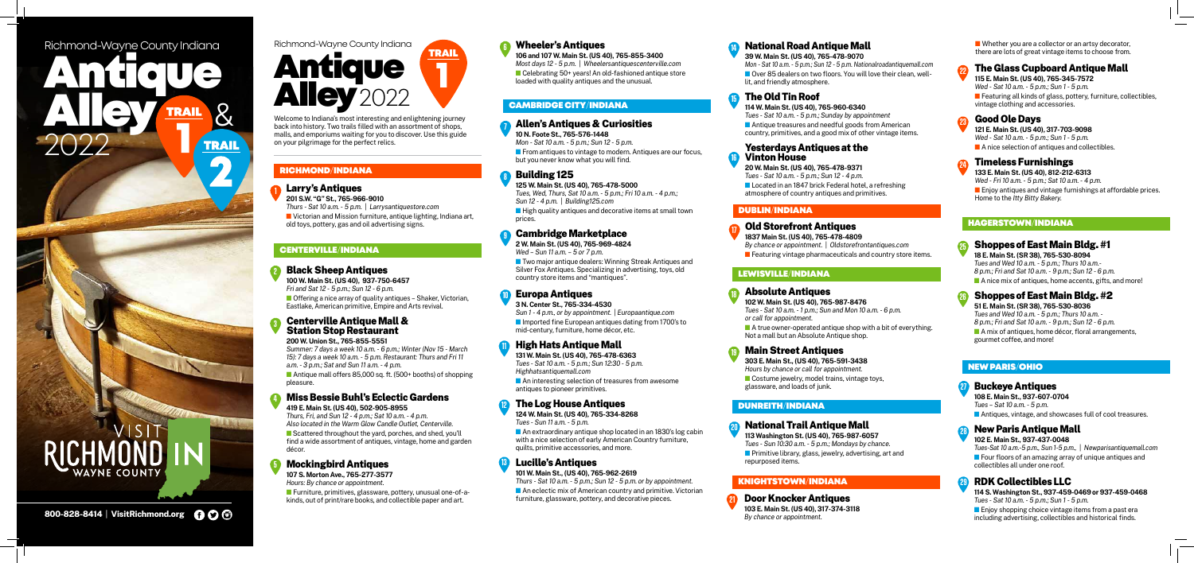# Richmond-Wayne County Indiana

# Antique Alley TRAIL 1 & TRAIL 2 2022

VISIT RICHMOND IN WAYNE COUNTY

800-828-8414 | VisitRichmond.org

Richmond-Wayne County Indiana

# Antique Alley 2022 TRAIL 1

Welcome to Indiana's most interesting and enlightening journey back into history. Two trails filled with an assortment of shops, malls, and emporiums waiting for you to discover. Use this guide on your pilgrimage for the perfect relics.

## RICHMOND/INDIANA

### 1 Larry's Antiques

**201 S.W. "G" St., 765-966-9010**
*Thurs - Sat 10 a.m. - 5 p.m. | Larrysantiquestore.com*

Victorian and Mission furniture, antique lighting, Indiana art, old toys, pottery, gas and oil advertising signs.

## CENTERVILLE/INDIANA

### 2 Black Sheep Antiques

**100 W. Main St. (US 40), 937-750-6457**
*Fri and Sat 12 - 5 p.m.; Sun 12 - 6 p.m.*

Offering a nice array of quality antiques – Shaker, Victorian, Eastlake, American primitive, Empire and Arts revival.

### 3 Centerville Antique Mall & Station Stop Restaurant

**200 W. Union St., 765-855-5551**
*Summer: 7 days a week 10 a.m. - 6 p.m.; Winter (Nov 15 - March 15): 7 days a week 10 a.m. - 5 p.m. Restaurant: Thurs and Fri 11 a.m. - 3 p.m.; Sat and Sun 11 a.m. - 4 p.m.*

Antique mall offers 85,000 sq. ft. (500+ booths) of shopping pleasure.

### 4 Miss Bessie Buhl's Eclectic Gardens

**419 E. Main St. (US 40), 502-905-8955**
*Thurs, Fri, and Sun 12 - 4 p.m.; Sat 10 a.m. - 4 p.m.*
*Also located in the Warm Glow Candle Outlet, Centerville.*

Scattered throughout the yard, porches, and shed, you'll find a wide assortment of antiques, vintage, home and garden décor.

### 5 Mockingbird Antiques

**107 S. Morton Ave., 765-277-3577**
*Hours: By chance or appointment.*

Furniture, primitives, glassware, pottery, unusual one-of-a-kinds, out of print/rare books, and collectible paper and art.

### 6 Wheeler's Antiques

**106 and 107 W. Main St. (US 40), 765-855-3400**
*Most days 12 - 5 p.m. | Wheelersantiquescenterville.com*

Celebrating 50+ years! An old-fashioned antique store loaded with quality antiques and the unusual.

## CAMBRIDGE CITY/INDIANA

### 7 Allen's Antiques & Curiosities

**10 N. Foote St., 765-576-1448**
*Mon - Sat 10 a.m. - 5 p.m.; Sun 12 - 5 p.m.*

From antiques to vintage to modern. Antiques are our focus, but you never know what you will find.

### 8 Building 125

**125 W. Main St. (US 40), 765-478-5000**
*Tues, Wed, Thurs, Sat 10 a.m. - 5 p.m.; Fri 10 a.m. - 4 p.m.; Sun 12 - 4 p.m. | Building125.com*

High quality antiques and decorative items at small town prices.

### 9 Cambridge Marketplace

**2 W. Main St. (US 40), 765-969-4824**
*Wed – Sun 11 a.m. – 5 or 7 p.m.*

Two major antique dealers: Winning Streak Antiques and Silver Fox Antiques. Specializing in advertising, toys, old country store items and "mantiques".

### 10 Europa Antiques

**3 N. Center St., 765-334-4530**
*Sun 1 - 4 p.m., or by appointment. | Europaantique.com*

Imported fine European antiques dating from 1700's to mid-century, furniture, home décor, etc.

### 11 High Hats Antique Mall

**131 W. Main St. (US 40), 765-478-6363**
*Tues - Sat 10 a.m. - 5 p.m.; Sun 12:30 - 5 p.m.*
*Highhatsantiquemall.com*

An interesting selection of treasures from awesome antiques to pioneer primitives.

### 12 The Log House Antiques

**124 W. Main St. (US 40), 765-334-8268**
*Tues - Sun 11 a.m. - 5 p.m.*

An extraordinary antique shop located in an 1830's log cabin with a nice selection of early American Country furniture, quilts, primitive accessories, and more.

### 13 Lucille's Antiques

**101 W. Main St., (US 40), 765-962-2619**
*Thurs - Sat 10 a.m. - 5 p.m.; Sun 12 - 5 p.m. or by appointment.*

An eclectic mix of American country and primitive. Victorian furniture, glassware, pottery, and decorative pieces.

### 14 National Road Antique Mall

**39 W. Main St. (US 40), 765-478-9070**
*Mon - Sat 10 a.m. - 5 p.m.; Sun 12 - 5 p.m. Nationalroadantiquemall.com*

Over 85 dealers on two floors. You will love their clean, well-lit, and friendly atmosphere.

### 15 The Old Tin Roof

**114 W. Main St. (US 40), 765-960-6340**
*Tues - Sat 10 a.m. - 5 p.m.; Sunday by appointment*

Antique treasures and needful goods from American country, primitives, and a good mix of other vintage items.

### 16 Yesterdays Antiques at the Vinton House

**20 W. Main St. (US 40), 765-478-9371**
*Tues - Sat 10 a.m. - 5 p.m.; Sun 12 - 4 p.m.*

Located in an 1847 brick Federal hotel, a refreshing atmosphere of country antiques and primitives.

## DUBLIN/INDIANA

### 17 Old Storefront Antiques

**1837 Main St. (US 40), 765-478-4809**
*By chance or appointment. | Oldstorefrontantiques.com*

Featuring vintage pharmaceuticals and country store items.

## LEWISVILLE/INDIANA

### 18 Absolute Antiques

**102 W. Main St. (US 40), 765-987-8476**
*Tues - Sat 10 a.m. - 1 p.m.; Sun and Mon 10 a.m. - 6 p.m. or call for appointment.*

A true owner-operated antique shop with a bit of everything. Not a mall but an Absolute Antique shop.

### 19 Main Street Antiques

**303 E. Main St., (US 40), 765-591-3438**
*Hours by chance or call for appointment.*

Costume jewelry, model trains, vintage toys, glassware, and loads of junk.

## DUNREITH/INDIANA

### 20 National Trail Antique Mall

**113 Washington St. (US 40), 765-987-6057**
*Tues - Sun 10:30 a.m. - 5 p.m.; Mondays by chance.*

Primitive library, glass, jewelry, advertising, art and repurposed items.

## KNIGHTSTOWN/INDIANA

### 21 Door Knocker Antiques

**103 E. Main St. (US 40), 317-374-3118**
*By chance or appointment.*

Whether you are a collector or an artsy decorator, there are lots of great vintage items to choose from.

### 22 The Glass Cupboard Antique Mall

**115 E. Main St. (US 40), 765-345-7572**
*Wed - Sat 10 a.m. - 5 p.m.; Sun 1 - 5 p.m.*

Featuring all kinds of glass, pottery, furniture, collectibles, vintage clothing and accessories.

### 23 Good Ole Days

**121 E. Main St. (US 40), 317-703-9098**
*Wed - Sat 10 a.m. - 5 p.m.; Sun 1 - 5 p.m.*

A nice selection of antiques and collectibles.

### 24 Timeless Furnishings

**133 E. Main St. (US 40), 812-212-6313**
*Wed - Fri 10 a.m. - 5 p.m.; Sat 10 a.m. - 4 p.m.*

Enjoy antiques and vintage furnishings at affordable prices. Home to the *Itty Bitty Bakery.*

## HAGERSTOWN/INDIANA

### 25 Shoppes of East Main Bldg. #1

**18 E. Main St. (SR 38), 765-530-8094**
*Tues and Wed 10 a.m. - 5 p.m.; Thurs 10 a.m.- 8 p.m.; Fri and Sat 10 a.m. - 9 p.m.; Sun 12 - 6 p.m.*

A nice mix of antiques, home accents, gifts, and more!

### 26 Shoppes of East Main Bldg. #2

**51 E. Main St. (SR 38), 765-530-8036**
*Tues and Wed 10 a.m. - 5 p.m.; Thurs 10 a.m.- 8 p.m.; Fri and Sat 10 a.m. - 9 p.m.; Sun 12 - 6 p.m.*

A mix of antiques, home décor, floral arrangements, gourmet coffee, and more!

## NEW PARIS/OHIO

### 27 Buckeye Antiques

**108 E. Main St., 937-607-0704**
*Tues – Sat 10 a.m. - 5 p.m.*

Antiques, vintage, and showcases full of cool treasures.

### 28 New Paris Antique Mall

**102 E. Main St., 937-437-0048**
*Tues-Sat 10 a.m.-5 p.m., Sun 1-5 p.m., | Newparisantiquemall.com*

Four floors of an amazing array of unique antiques and collectibles all under one roof.

### 29 RDK Collectibles LLC

**114 S. Washington St., 937-459-0469 or 937-459-0468**
*Tues - Sat 10 a.m. - 5 p.m.; Sun 1 - 5 p.m.*

Enjoy shopping choice vintage items from a past era including advertising, collectibles and historical finds.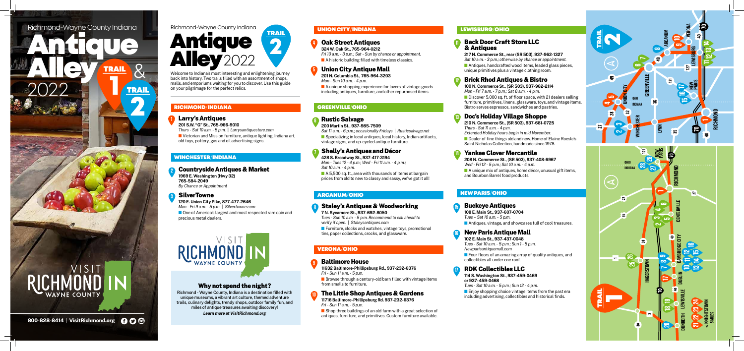Richmond-Wayne County Indiana

# Antique Alley 2022

TRAIL 1 & TRAIL 2

VISIT RICHMOND IN WAYNE COUNTY

800-828-8414 | VisitRichmond.org

Richmond-Wayne County Indiana

# Antique Alley 2022

TRAIL 2

Welcome to Indiana's most interesting and enlightening journey back into history. Two trails filled with an assortment of shops, malls, and emporiums waiting for you to discover. Use this guide on your pilgrimage for the perfect relics.

## RICHMOND/INDIANA

### 1 Larry's Antiques

**201 S.W. "G" St., 765-966-9010**

*Thurs - Sat 10 a.m. - 5 p.m. | Larrysantiquestore.com*

Victorian and Mission furniture, antique lighting, Indiana art, old toys, pottery, gas and oil advertising signs.

## WINCHESTER/INDIANA

### 2 Countryside Antiques & Market

**1969 E. Washington (Hwy 32)**
**765-584-2049**

*By Chance or Appointment*

### 3 SilverTowne

**120 E. Union City Pike, 877-477-2646**

*Mon - Fri 9 a.m. - 5 p.m. | Silvertowne.com*

One of America's largest and most respected rare coin and precious metal dealers.

VISIT RICHMOND IN WAYNE COUNTY

### Why not spend the night?

Richmond - Wayne County, Indiana is a destination filled with unique museums, a vibrant art culture, themed adventure trails, culinary delights, trendy shops, outdoor family fun, and miles of antique treasures awaiting discovery!

*Learn more at VisitRichmond.org*

## UNION CITY/INDIANA

### 4 Oak Street Antiques

**324 W. Oak St., 765-964-0212**

*Fri 10 a.m. - 3 p.m.; Sat - Sun by chance or appointment.*

A historic building filled with timeless classics.

### 5 Union City Antique Mall

**201 N. Columbia St., 765-964-3203**

*Mon - Sun 10 a.m. - 4 p.m.*

A unique shopping experience for lovers of vintage goods including antiques, furniture, and other repurposed items.

## GREENVILLE/OHIO

### 6 Rustic Salvage

**200 Martin St., 937-985-7509**

*Sat 11 a.m. - 6 p.m.; occasionally Fridays | Rusticsalvage.net*

Specializing in local antiques, local history, Indian artifacts, vintage signs, and up-cycled antique furniture.

### 7 Shelly's Antiques and Décor

**428 S. Broadway St., 937-417-3194**

*Mon - Tues 12 - 4 p.m.; Wed - Fri 11 a.m. - 4 p.m.; Sat 10 a.m. - 4 p.m.*

A 5,500 sq. ft. area with thousands of items at bargain prices from old to new to classy and sassy, we've got it all!

## ARCANUM/OHIO

### 8 Staley's Antiques & Woodworking

**7 N. Sycamore St., 937-692-8050**

*Tues - Sun 10 a.m. - 5 p.m. Recommend to call ahead to verify if open. | Staleysantiques.com*

Furniture, clocks and watches, vintage toys, promotional tins, paper collections, crocks, and glassware.

## VERONA/OHIO

### 9 Baltimore House

**11632 Baltimore-Phillipsburg Rd., 937-232-6376**

*Fri - Sun 11 a.m. - 5 p.m.*

Browse through a century-old barn filled with vintage items from smalls to furniture.

### 10 The Little Shop Antiques & Gardens

**11716 Baltimore-Phillipsburg Rd. 937-232-6376**

*Fri - Sun 11 a.m. - 5 p.m.*

Shop three buildings of an old farm with a great selection of antiques, furniture, and primitives. Custom furniture available.

## LEWISBURG/OHIO

### 11 Back Door Craft Store LLC & Antiques

**217 N. Commerce St., rear (SR 503), 937-962-1327**

*Sat 10 a.m. - 3 p.m.; otherwise by chance or appointment.*

Antiques, handcrafted wood items, leaded glass pieces, unique primitives plus a vintage clothing room.

### 12 Brick Rhod Antiques & Bistro

**109 N. Commerce St., (SR 503), 937-962-2114**

*Mon - Fri 7 a.m. - 7 p.m.; Sat 8 a.m. - 4 p.m.*

Discover 5,000 sq. ft. of floor space, with 21 dealers selling furniture, primitives, linens, glassware, toys, and vintage items. Bistro serves espressos, sandwiches and pastries.

### 13 Doc's Holiday Village Shoppe

**210 N. Commerce St., (SR 503), 937-681-0725**

*Thurs - Sat 11 a.m. - 4 p.m.*
*Extended Holiday hours begin in mid November.*

Dealer of fine things old and new. Home of Elaine Roesle's Saint Nicholas Collection, handmade since 1978.

### 14 Yankee Clover Mercantile

**208 N. Commerce St., (SR 503), 937-408-6967**

*Wed - Fri 12 - 5 p.m.; Sat 10 a.m. - 4 p.m.*

A unique mix of antiques, home décor, unusual gift items, and Bourbon Barrel food products.

## NEW PARIS/OHIO

### 15 Buckeye Antiques

**108 E. Main St., 937-600-0704**

*Tues – Sat 10 a.m. - 5 p.m.*

Antiques, vintage, and showcases full of cool treasures.

### 16 New Paris Antique Mall

**102 E. Main St., 937-437-0048**

*Tues - Sat 10 a.m. - 5 p.m.; Sun 1 - 5 p.m.*
*Newparisantiquemall.com*

Four floors of an amazing array of quality antiques, and collectibles all under one roof.

### 17 RDK Collectibles LLC

**114 S. Washington St., 937-459-0469 or 937-459-0468**

*Tues - Sat 10 a.m. - 5 p.m.; Sun 12 - 4 p.m.*

Enjoy shopping choice vintage items from the past era including advertising, collectibles and historical finds.

TRAIL 2

ARCANUM, VERONA, GREENVILLE, LEWISBURG, UNION CITY, OHIO, INDIANA, NEW PARIS, WINCHESTER, LYNN, RICHMOND

TRAIL 1

NEW PARIS, OHIO, INDIANA, RICHMOND, CENTERVILLE, CAMBRIDGE CITY, HAGERSTOWN, DUBLIN, DUNREITH, LEWISVILLE, < KNIGHTSTOWN 5 MILES